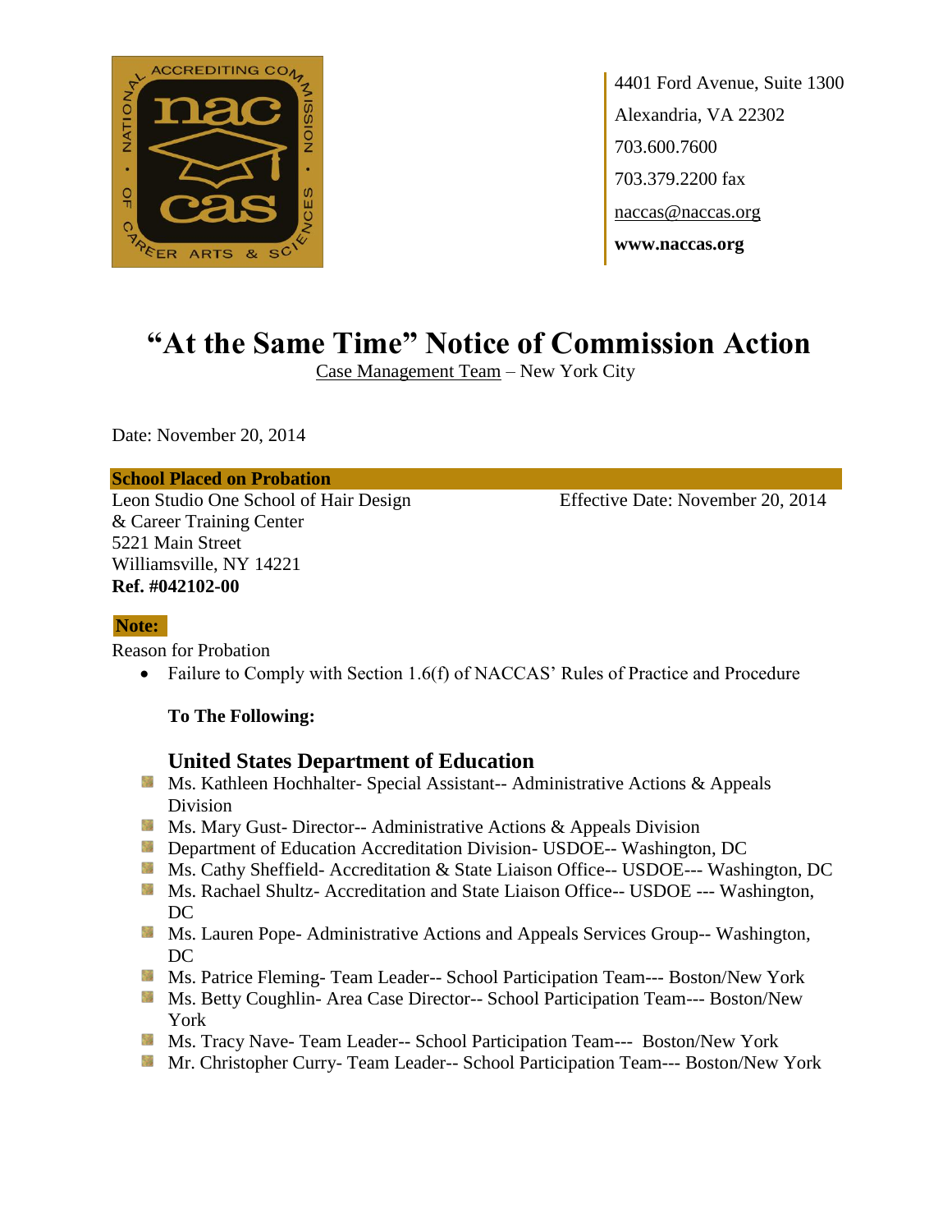4401 Ford Avenue, Suite 1300
Alexandria, VA 22302
703.600.7600
703.379.2200 fax
naccas@naccas.org
**www.naccas.org**

# "At the Same Time" Notice of Commission Action

Case Management Team – New York City

Date: November 20, 2014

**School Placed on Probation**

Leon Studio One School of Hair Design
& Career Training Center
5221 Main Street
Williamsville, NY 14221
**Ref. #042102-00**

Effective Date: November 20, 2014

**Note:**

Reason for Probation

- Failure to Comply with Section 1.6(f) of NACCAS' Rules of Practice and Procedure

**To The Following:**

## United States Department of Education

- Ms. Kathleen Hochhalter- Special Assistant-- Administrative Actions & Appeals Division
- Ms. Mary Gust- Director-- Administrative Actions & Appeals Division
- Department of Education Accreditation Division- USDOE-- Washington, DC
- Ms. Cathy Sheffield- Accreditation & State Liaison Office-- USDOE--- Washington, DC
- Ms. Rachael Shultz- Accreditation and State Liaison Office-- USDOE --- Washington, DC
- Ms. Lauren Pope- Administrative Actions and Appeals Services Group-- Washington, DC
- Ms. Patrice Fleming- Team Leader-- School Participation Team--- Boston/New York
- Ms. Betty Coughlin- Area Case Director-- School Participation Team--- Boston/New York
- Ms. Tracy Nave- Team Leader-- School Participation Team--- Boston/New York
- Mr. Christopher Curry- Team Leader-- School Participation Team--- Boston/New York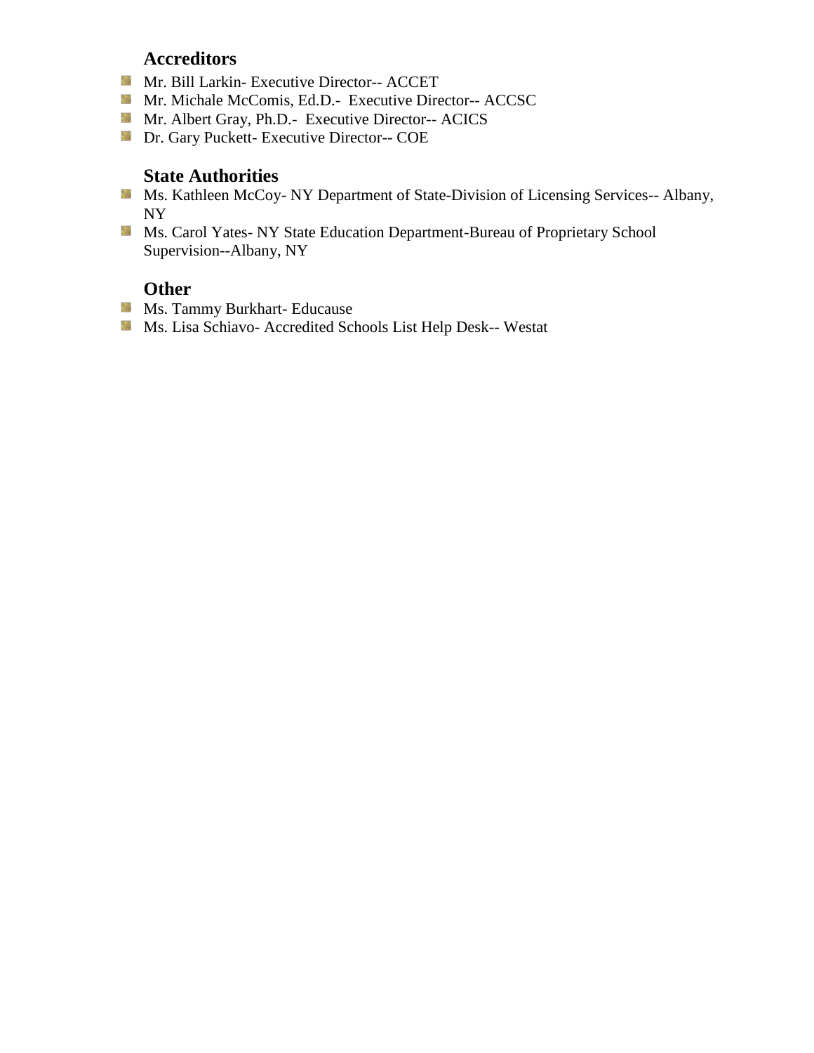### Accreditors

- Mr. Bill Larkin- Executive Director-- ACCET
- Mr. Michale McComis, Ed.D.- Executive Director-- ACCSC
- Mr. Albert Gray, Ph.D.- Executive Director-- ACICS
- Dr. Gary Puckett- Executive Director-- COE

### State Authorities

- Ms. Kathleen McCoy- NY Department of State-Division of Licensing Services-- Albany, NY
- Ms. Carol Yates- NY State Education Department-Bureau of Proprietary School Supervision--Albany, NY

### Other

- Ms. Tammy Burkhart- Educause
- Ms. Lisa Schiavo- Accredited Schools List Help Desk-- Westat